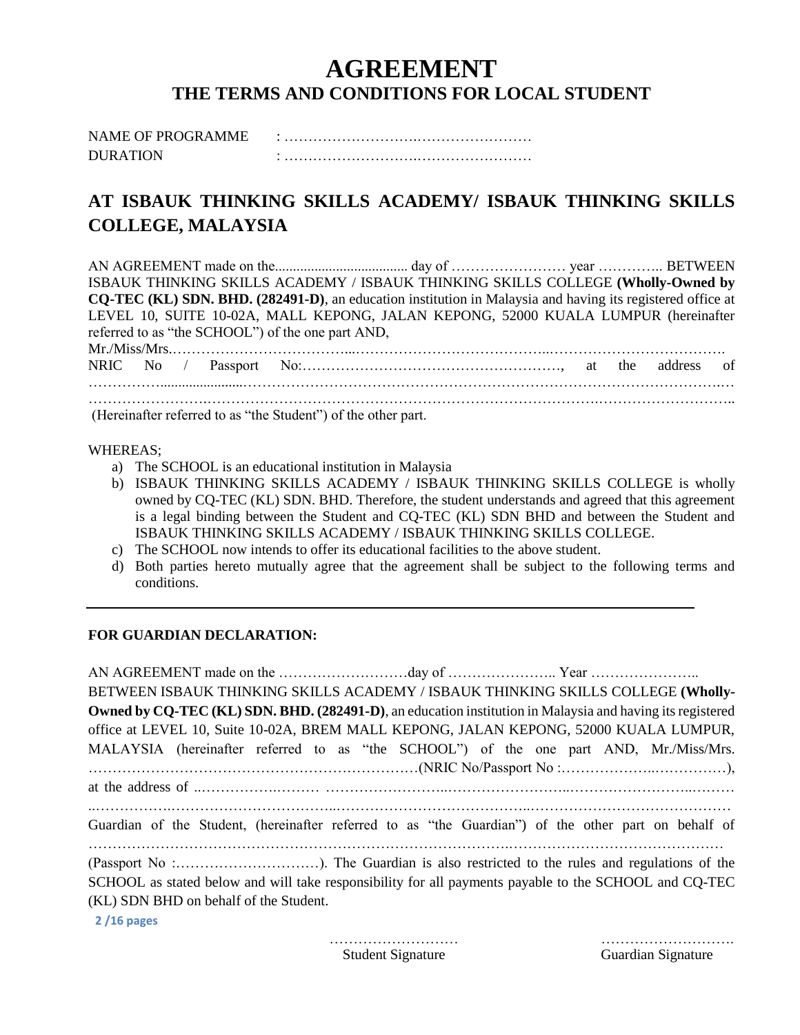# AGREEMENT

## THE TERMS AND CONDITIONS FOR LOCAL STUDENT

NAME OF PROGRAMME : …………………………………………………

DURATION : …………………………………………………

## AT ISBAUK THINKING SKILLS ACADEMY/ ISBAUK THINKING SKILLS COLLEGE, MALAYSIA

AN AGREEMENT made on the.................................... day of …………………… year ………….. BETWEEN ISBAUK THINKING SKILLS ACADEMY / ISBAUK THINKING SKILLS COLLEGE **(Wholly-Owned by CQ-TEC (KL) SDN. BHD. (282491-D)**, an education institution in Malaysia and having its registered office at LEVEL 10, SUITE 10-02A, MALL KEPONG, JALAN KEPONG, 52000 KUALA LUMPUR (hereinafter referred to as "the SCHOOL") of the one part AND,

Mr./Miss/Mrs.…………………………………………………………………………………………………….

NRIC No / Passport No:……………………………………………, at the address of …………………………………………………………………………………………………………………………

……………………………………………………………………………………………………………………..

(Hereinafter referred to as "the Student") of the other part.

WHEREAS;

a) The SCHOOL is an educational institution in Malaysia
b) ISBAUK THINKING SKILLS ACADEMY / ISBAUK THINKING SKILLS COLLEGE is wholly owned by CQ-TEC (KL) SDN. BHD. Therefore, the student understands and agreed that this agreement is a legal binding between the Student and CQ-TEC (KL) SDN BHD and between the Student and ISBAUK THINKING SKILLS ACADEMY / ISBAUK THINKING SKILLS COLLEGE.
c) The SCHOOL now intends to offer its educational facilities to the above student.
d) Both parties hereto mutually agree that the agreement shall be subject to the following terms and conditions.

---

**FOR GUARDIAN DECLARATION:**

AN AGREEMENT made on the ………………………day of ………………….. Year ………………….. BETWEEN ISBAUK THINKING SKILLS ACADEMY / ISBAUK THINKING SKILLS COLLEGE **(Wholly-Owned by CQ-TEC (KL) SDN. BHD. (282491-D)**, an education institution in Malaysia and having its registered office at LEVEL 10, Suite 10-02A, BREM MALL KEPONG, JALAN KEPONG, 52000 KUALA LUMPUR, MALAYSIA (hereinafter referred to as "the SCHOOL") of the one part AND, Mr./Miss/Mrs. …………………………………………………………(NRIC No/Passport No :………………..……………), at the address of ..……………..……… ……………………..……………………..……………………..………

..……………..……………………………..……………………………………..……………………………………

Guardian of the Student, (hereinafter referred to as "the Guardian") of the other part on behalf of ……………………………………………………………………………..………………………………………

(Passport No :…………………………). The Guardian is also restricted to the rules and regulations of the SCHOOL as stated below and will take responsibility for all payments payable to the SCHOOL and CQ-TEC (KL) SDN BHD on behalf of the Student.

……………………… Student Signature

………………………. Guardian Signature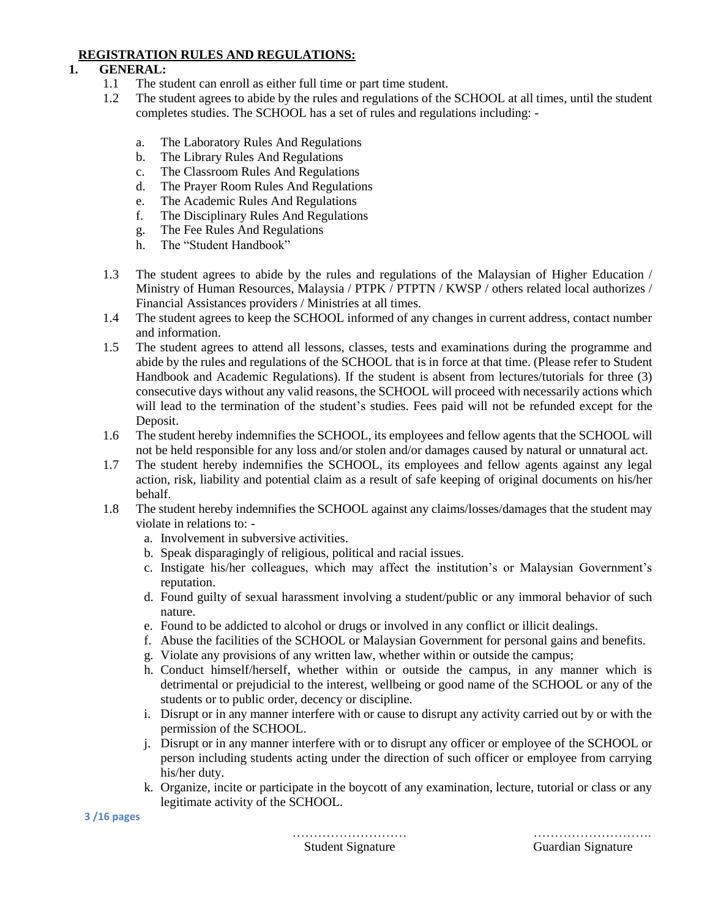## REGISTRATION RULES AND REGULATIONS:

**1. GENERAL:**

1.1 The student can enroll as either full time or part time student.

1.2 The student agrees to abide by the rules and regulations of the SCHOOL at all times, until the student completes studies. The SCHOOL has a set of rules and regulations including: -

   a. The Laboratory Rules And Regulations
   b. The Library Rules And Regulations
   c. The Classroom Rules And Regulations
   d. The Prayer Room Rules And Regulations
   e. The Academic Rules And Regulations
   f. The Disciplinary Rules And Regulations
   g. The Fee Rules And Regulations
   h. The "Student Handbook"

1.3 The student agrees to abide by the rules and regulations of the Malaysian of Higher Education / Ministry of Human Resources, Malaysia / PTPK / PTPTN / KWSP / others related local authorizes / Financial Assistances providers / Ministries at all times.

1.4 The student agrees to keep the SCHOOL informed of any changes in current address, contact number and information.

1.5 The student agrees to attend all lessons, classes, tests and examinations during the programme and abide by the rules and regulations of the SCHOOL that is in force at that time. (Please refer to Student Handbook and Academic Regulations). If the student is absent from lectures/tutorials for three (3) consecutive days without any valid reasons, the SCHOOL will proceed with necessarily actions which will lead to the termination of the student's studies. Fees paid will not be refunded except for the Deposit.

1.6 The student hereby indemnifies the SCHOOL, its employees and fellow agents that the SCHOOL will not be held responsible for any loss and/or stolen and/or damages caused by natural or unnatural act.

1.7 The student hereby indemnifies the SCHOOL, its employees and fellow agents against any legal action, risk, liability and potential claim as a result of safe keeping of original documents on his/her behalf.

1.8 The student hereby indemnifies the SCHOOL against any claims/losses/damages that the student may violate in relations to: -

   a. Involvement in subversive activities.
   b. Speak disparagingly of religious, political and racial issues.
   c. Instigate his/her colleagues, which may affect the institution's or Malaysian Government's reputation.
   d. Found guilty of sexual harassment involving a student/public or any immoral behavior of such nature.
   e. Found to be addicted to alcohol or drugs or involved in any conflict or illicit dealings.
   f. Abuse the facilities of the SCHOOL or Malaysian Government for personal gains and benefits.
   g. Violate any provisions of any written law, whether within or outside the campus;
   h. Conduct himself/herself, whether within or outside the campus, in any manner which is detrimental or prejudicial to the interest, wellbeing or good name of the SCHOOL or any of the students or to public order, decency or discipline.
   i. Disrupt or in any manner interfere with or cause to disrupt any activity carried out by or with the permission of the SCHOOL.
   j. Disrupt or in any manner interfere with or to disrupt any officer or employee of the SCHOOL or person including students acting under the direction of such officer or employee from carrying his/her duty.
   k. Organize, incite or participate in the boycott of any examination, lecture, tutorial or class or any legitimate activity of the SCHOOL.

……………………… Student Signature

………………………. Guardian Signature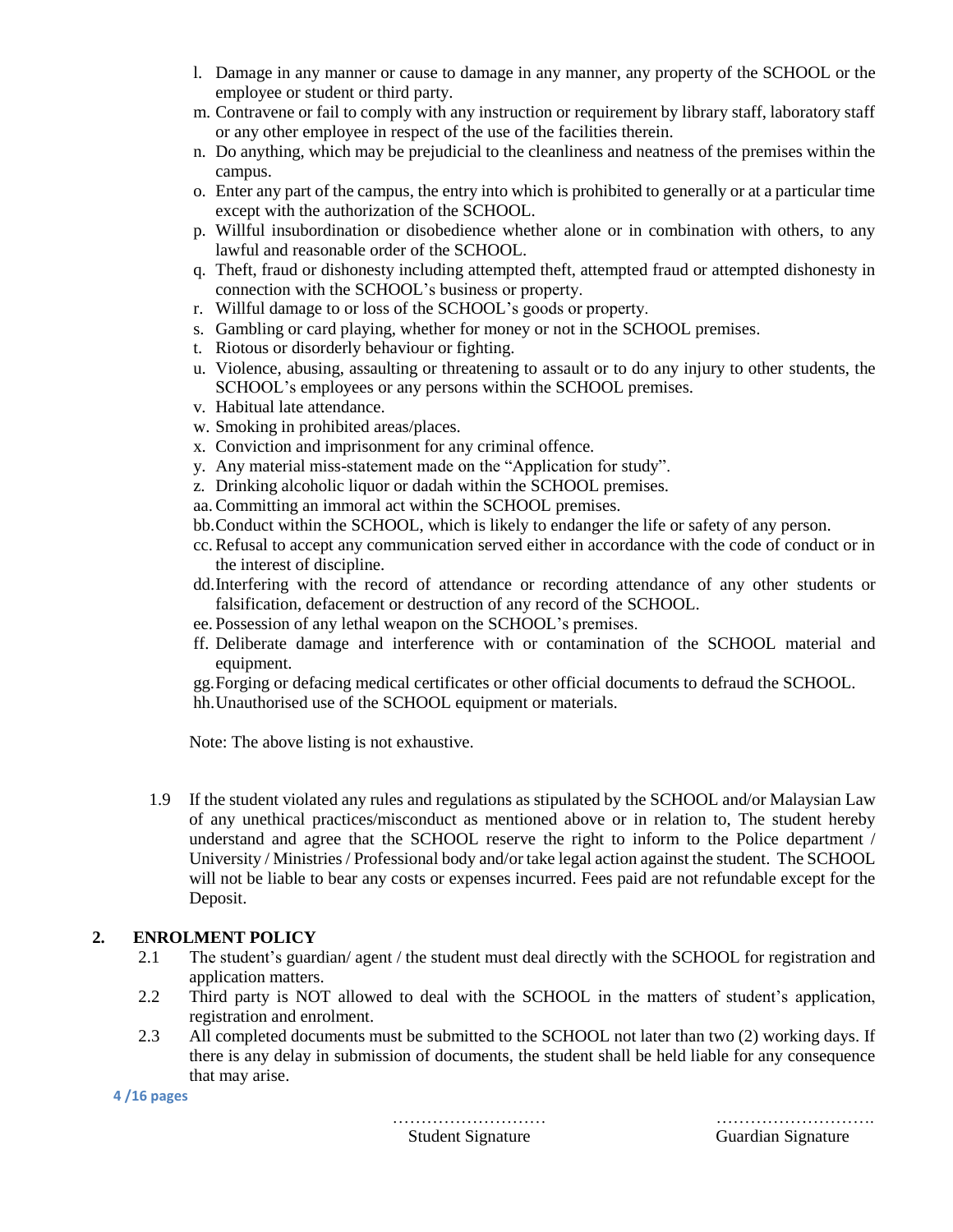l. Damage in any manner or cause to damage in any manner, any property of the SCHOOL or the employee or student or third party.
m. Contravene or fail to comply with any instruction or requirement by library staff, laboratory staff or any other employee in respect of the use of the facilities therein.
n. Do anything, which may be prejudicial to the cleanliness and neatness of the premises within the campus.
o. Enter any part of the campus, the entry into which is prohibited to generally or at a particular time except with the authorization of the SCHOOL.
p. Willful insubordination or disobedience whether alone or in combination with others, to any lawful and reasonable order of the SCHOOL.
q. Theft, fraud or dishonesty including attempted theft, attempted fraud or attempted dishonesty in connection with the SCHOOL's business or property.
r. Willful damage to or loss of the SCHOOL's goods or property.
s. Gambling or card playing, whether for money or not in the SCHOOL premises.
t. Riotous or disorderly behaviour or fighting.
u. Violence, abusing, assaulting or threatening to assault or to do any injury to other students, the SCHOOL's employees or any persons within the SCHOOL premises.
v. Habitual late attendance.
w. Smoking in prohibited areas/places.
x. Conviction and imprisonment for any criminal offence.
y. Any material miss-statement made on the "Application for study".
z. Drinking alcoholic liquor or dadah within the SCHOOL premises.
aa. Committing an immoral act within the SCHOOL premises.
bb. Conduct within the SCHOOL, which is likely to endanger the life or safety of any person.
cc. Refusal to accept any communication served either in accordance with the code of conduct or in the interest of discipline.
dd. Interfering with the record of attendance or recording attendance of any other students or falsification, defacement or destruction of any record of the SCHOOL.
ee. Possession of any lethal weapon on the SCHOOL's premises.
ff. Deliberate damage and interference with or contamination of the SCHOOL material and equipment.
gg. Forging or defacing medical certificates or other official documents to defraud the SCHOOL.
hh. Unauthorised use of the SCHOOL equipment or materials.

Note: The above listing is not exhaustive.

1.9 If the student violated any rules and regulations as stipulated by the SCHOOL and/or Malaysian Law of any unethical practices/misconduct as mentioned above or in relation to, The student hereby understand and agree that the SCHOOL reserve the right to inform to the Police department / University / Ministries / Professional body and/or take legal action against the student. The SCHOOL will not be liable to bear any costs or expenses incurred. Fees paid are not refundable except for the Deposit.

## 2. ENROLMENT POLICY

2.1 The student's guardian/ agent / the student must deal directly with the SCHOOL for registration and application matters.

2.2 Third party is NOT allowed to deal with the SCHOOL in the matters of student's application, registration and enrolment.

2.3 All completed documents must be submitted to the SCHOOL not later than two (2) working days. If there is any delay in submission of documents, the student shall be held liable for any consequence that may arise.

……………………… Student Signature

………………………. Guardian Signature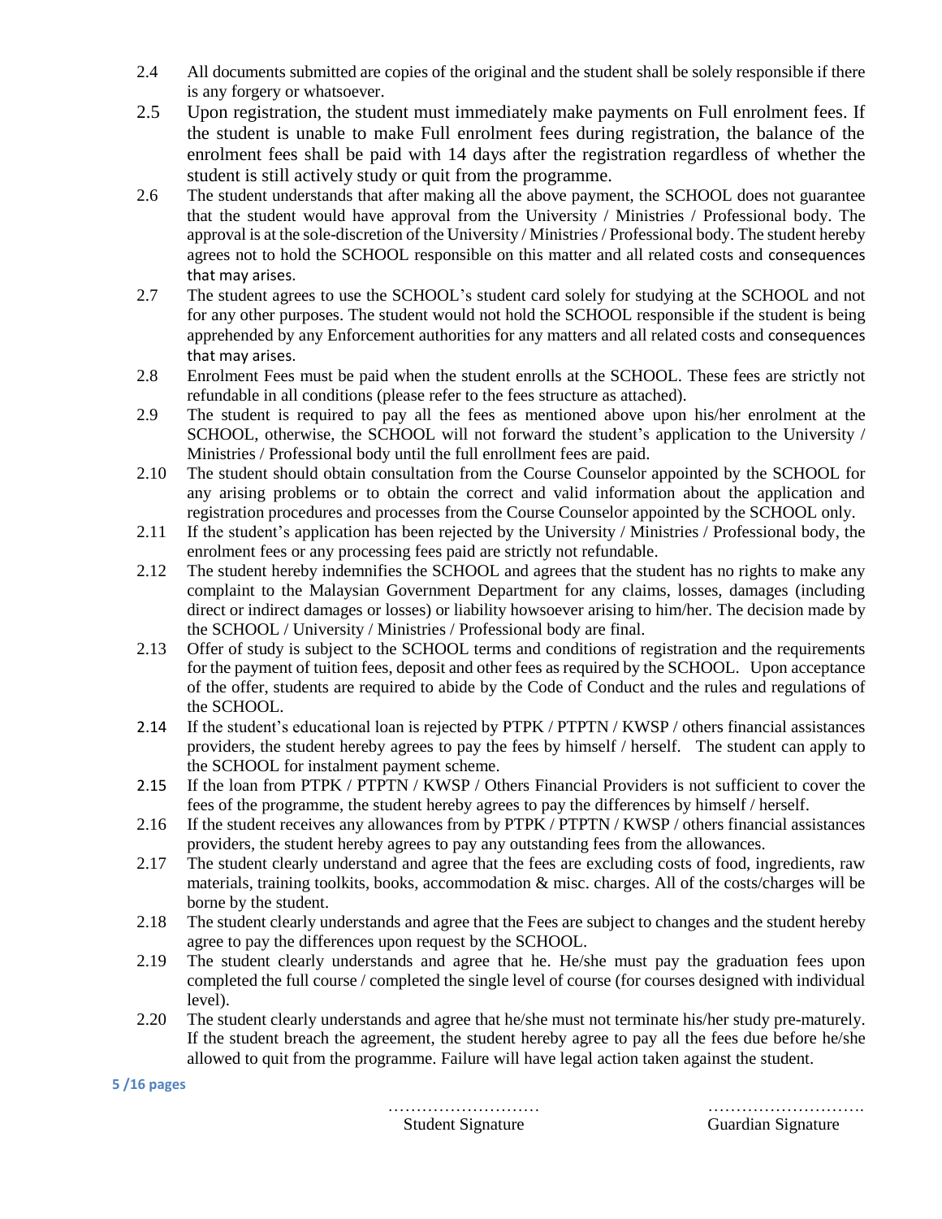2.4 All documents submitted are copies of the original and the student shall be solely responsible if there is any forgery or whatsoever.

2.5 Upon registration, the student must immediately make payments on Full enrolment fees. If the student is unable to make Full enrolment fees during registration, the balance of the enrolment fees shall be paid with 14 days after the registration regardless of whether the student is still actively study or quit from the programme.

2.6 The student understands that after making all the above payment, the SCHOOL does not guarantee that the student would have approval from the University / Ministries / Professional body. The approval is at the sole-discretion of the University / Ministries / Professional body. The student hereby agrees not to hold the SCHOOL responsible on this matter and all related costs and consequences that may arises.

2.7 The student agrees to use the SCHOOL's student card solely for studying at the SCHOOL and not for any other purposes. The student would not hold the SCHOOL responsible if the student is being apprehended by any Enforcement authorities for any matters and all related costs and consequences that may arises.

2.8 Enrolment Fees must be paid when the student enrolls at the SCHOOL. These fees are strictly not refundable in all conditions (please refer to the fees structure as attached).

2.9 The student is required to pay all the fees as mentioned above upon his/her enrolment at the SCHOOL, otherwise, the SCHOOL will not forward the student's application to the University / Ministries / Professional body until the full enrollment fees are paid.

2.10 The student should obtain consultation from the Course Counselor appointed by the SCHOOL for any arising problems or to obtain the correct and valid information about the application and registration procedures and processes from the Course Counselor appointed by the SCHOOL only.

2.11 If the student's application has been rejected by the University / Ministries / Professional body, the enrolment fees or any processing fees paid are strictly not refundable.

2.12 The student hereby indemnifies the SCHOOL and agrees that the student has no rights to make any complaint to the Malaysian Government Department for any claims, losses, damages (including direct or indirect damages or losses) or liability howsoever arising to him/her. The decision made by the SCHOOL / University / Ministries / Professional body are final.

2.13 Offer of study is subject to the SCHOOL terms and conditions of registration and the requirements for the payment of tuition fees, deposit and other fees as required by the SCHOOL. Upon acceptance of the offer, students are required to abide by the Code of Conduct and the rules and regulations of the SCHOOL.

2.14 If the student's educational loan is rejected by PTPK / PTPTN / KWSP / others financial assistances providers, the student hereby agrees to pay the fees by himself / herself. The student can apply to the SCHOOL for instalment payment scheme.

2.15 If the loan from PTPK / PTPTN / KWSP / Others Financial Providers is not sufficient to cover the fees of the programme, the student hereby agrees to pay the differences by himself / herself.

2.16 If the student receives any allowances from by PTPK / PTPTN / KWSP / others financial assistances providers, the student hereby agrees to pay any outstanding fees from the allowances.

2.17 The student clearly understand and agree that the fees are excluding costs of food, ingredients, raw materials, training toolkits, books, accommodation & misc. charges. All of the costs/charges will be borne by the student.

2.18 The student clearly understands and agree that the Fees are subject to changes and the student hereby agree to pay the differences upon request by the SCHOOL.

2.19 The student clearly understands and agree that he. He/she must pay the graduation fees upon completed the full course / completed the single level of course (for courses designed with individual level).

2.20 The student clearly understands and agree that he/she must not terminate his/her study pre-maturely. If the student breach the agreement, the student hereby agree to pay all the fees due before he/she allowed to quit from the programme. Failure will have legal action taken against the student.

……………………… Student Signature

………………………. Guardian Signature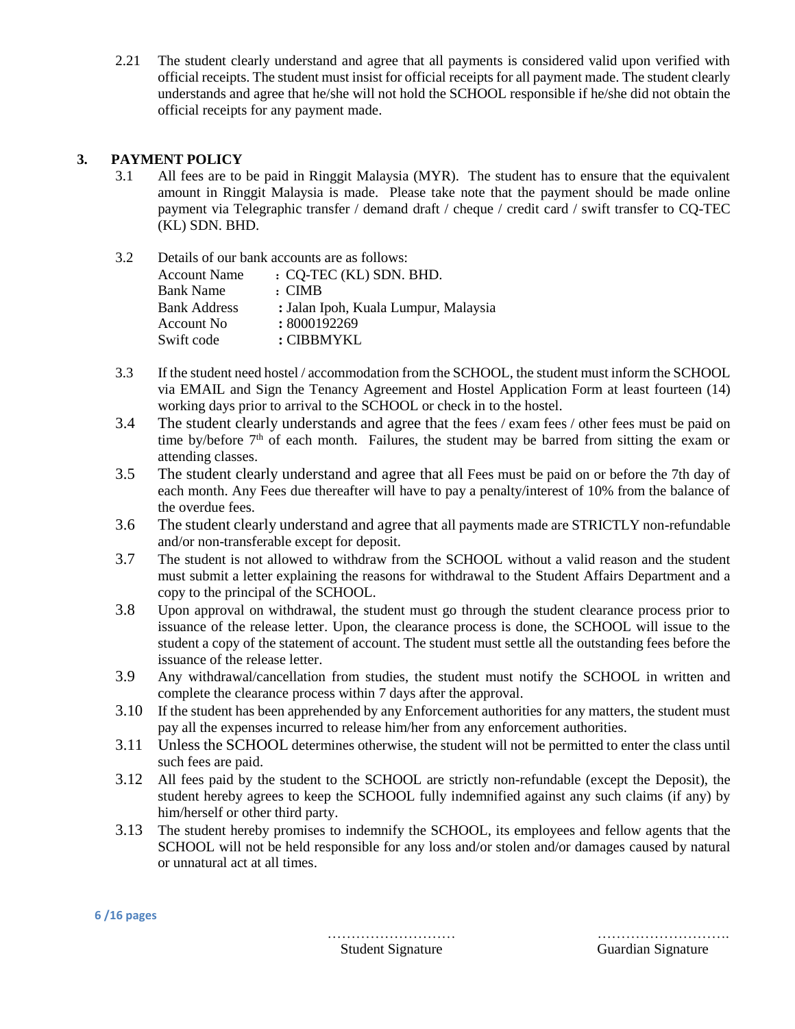2.21 The student clearly understand and agree that all payments is considered valid upon verified with official receipts. The student must insist for official receipts for all payment made. The student clearly understands and agree that he/she will not hold the SCHOOL responsible if he/she did not obtain the official receipts for any payment made.

## 3. PAYMENT POLICY

3.1 All fees are to be paid in Ringgit Malaysia (MYR). The student has to ensure that the equivalent amount in Ringgit Malaysia is made. Please take note that the payment should be made online payment via Telegraphic transfer / demand draft / cheque / credit card / swift transfer to CQ-TEC (KL) SDN. BHD.

3.2 Details of our bank accounts are as follows:

| | |
|---|---|
| Account Name | : CQ-TEC (KL) SDN. BHD. |
| Bank Name | : CIMB |
| Bank Address | : Jalan Ipoh, Kuala Lumpur, Malaysia |
| Account No | : 8000192269 |
| Swift code | : CIBBMYKL |

3.3 If the student need hostel / accommodation from the SCHOOL, the student must inform the SCHOOL via EMAIL and Sign the Tenancy Agreement and Hostel Application Form at least fourteen (14) working days prior to arrival to the SCHOOL or check in to the hostel.

3.4 The student clearly understands and agree that the fees / exam fees / other fees must be paid on time by/before 7th of each month. Failures, the student may be barred from sitting the exam or attending classes.

3.5 The student clearly understand and agree that all Fees must be paid on or before the 7th day of each month. Any Fees due thereafter will have to pay a penalty/interest of 10% from the balance of the overdue fees.

3.6 The student clearly understand and agree that all payments made are STRICTLY non-refundable and/or non-transferable except for deposit.

3.7 The student is not allowed to withdraw from the SCHOOL without a valid reason and the student must submit a letter explaining the reasons for withdrawal to the Student Affairs Department and a copy to the principal of the SCHOOL.

3.8 Upon approval on withdrawal, the student must go through the student clearance process prior to issuance of the release letter. Upon, the clearance process is done, the SCHOOL will issue to the student a copy of the statement of account. The student must settle all the outstanding fees before the issuance of the release letter.

3.9 Any withdrawal/cancellation from studies, the student must notify the SCHOOL in written and complete the clearance process within 7 days after the approval.

3.10 If the student has been apprehended by any Enforcement authorities for any matters, the student must pay all the expenses incurred to release him/her from any enforcement authorities.

3.11 Unless the SCHOOL determines otherwise, the student will not be permitted to enter the class until such fees are paid.

3.12 All fees paid by the student to the SCHOOL are strictly non-refundable (except the Deposit), the student hereby agrees to keep the SCHOOL fully indemnified against any such claims (if any) by him/herself or other third party.

3.13 The student hereby promises to indemnify the SCHOOL, its employees and fellow agents that the SCHOOL will not be held responsible for any loss and/or stolen and/or damages caused by natural or unnatural act at all times.

……………………… Student Signature

………………………. Guardian Signature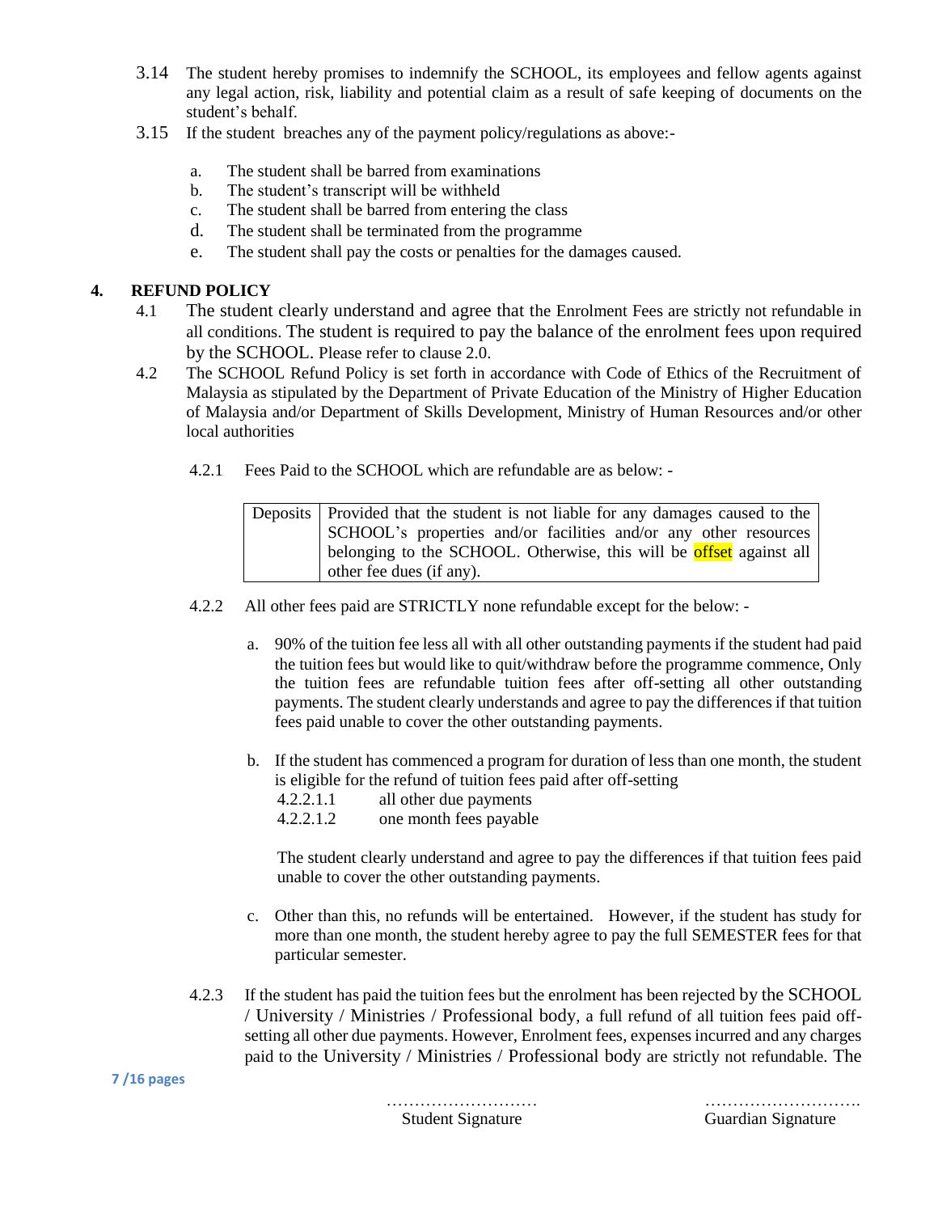3.14 The student hereby promises to indemnify the SCHOOL, its employees and fellow agents against any legal action, risk, liability and potential claim as a result of safe keeping of documents on the student's behalf.

3.15 If the student breaches any of the payment policy/regulations as above:-

a. The student shall be barred from examinations
b. The student's transcript will be withheld
c. The student shall be barred from entering the class
d. The student shall be terminated from the programme
e. The student shall pay the costs or penalties for the damages caused.

## 4. REFUND POLICY

4.1 The student clearly understand and agree that the Enrolment Fees are strictly not refundable in all conditions. The student is required to pay the balance of the enrolment fees upon required by the SCHOOL. Please refer to clause 2.0.

4.2 The SCHOOL Refund Policy is set forth in accordance with Code of Ethics of the Recruitment of Malaysia as stipulated by the Department of Private Education of the Ministry of Higher Education of Malaysia and/or Department of Skills Development, Ministry of Human Resources and/or other local authorities

4.2.1 Fees Paid to the SCHOOL which are refundable are as below: -

| Deposits | Provided that the student is not liable for any damages caused to the SCHOOL's properties and/or facilities and/or any other resources belonging to the SCHOOL. Otherwise, this will be offset against all other fee dues (if any). |
|---|---|

4.2.2 All other fees paid are STRICTLY none refundable except for the below: -

a. 90% of the tuition fee less all with all other outstanding payments if the student had paid the tuition fees but would like to quit/withdraw before the programme commence, Only the tuition fees are refundable tuition fees after off-setting all other outstanding payments. The student clearly understands and agree to pay the differences if that tuition fees paid unable to cover the other outstanding payments.

b. If the student has commenced a program for duration of less than one month, the student is eligible for the refund of tuition fees paid after off-setting

4.2.2.1.1 all other due payments
4.2.2.1.2 one month fees payable

The student clearly understand and agree to pay the differences if that tuition fees paid unable to cover the other outstanding payments.

c. Other than this, no refunds will be entertained. However, if the student has study for more than one month, the student hereby agree to pay the full SEMESTER fees for that particular semester.

4.2.3 If the student has paid the tuition fees but the enrolment has been rejected by the SCHOOL / University / Ministries / Professional body, a full refund of all tuition fees paid off-setting all other due payments. However, Enrolment fees, expenses incurred and any charges paid to the University / Ministries / Professional body are strictly not refundable. The

……………………… Student Signature

………………………. Guardian Signature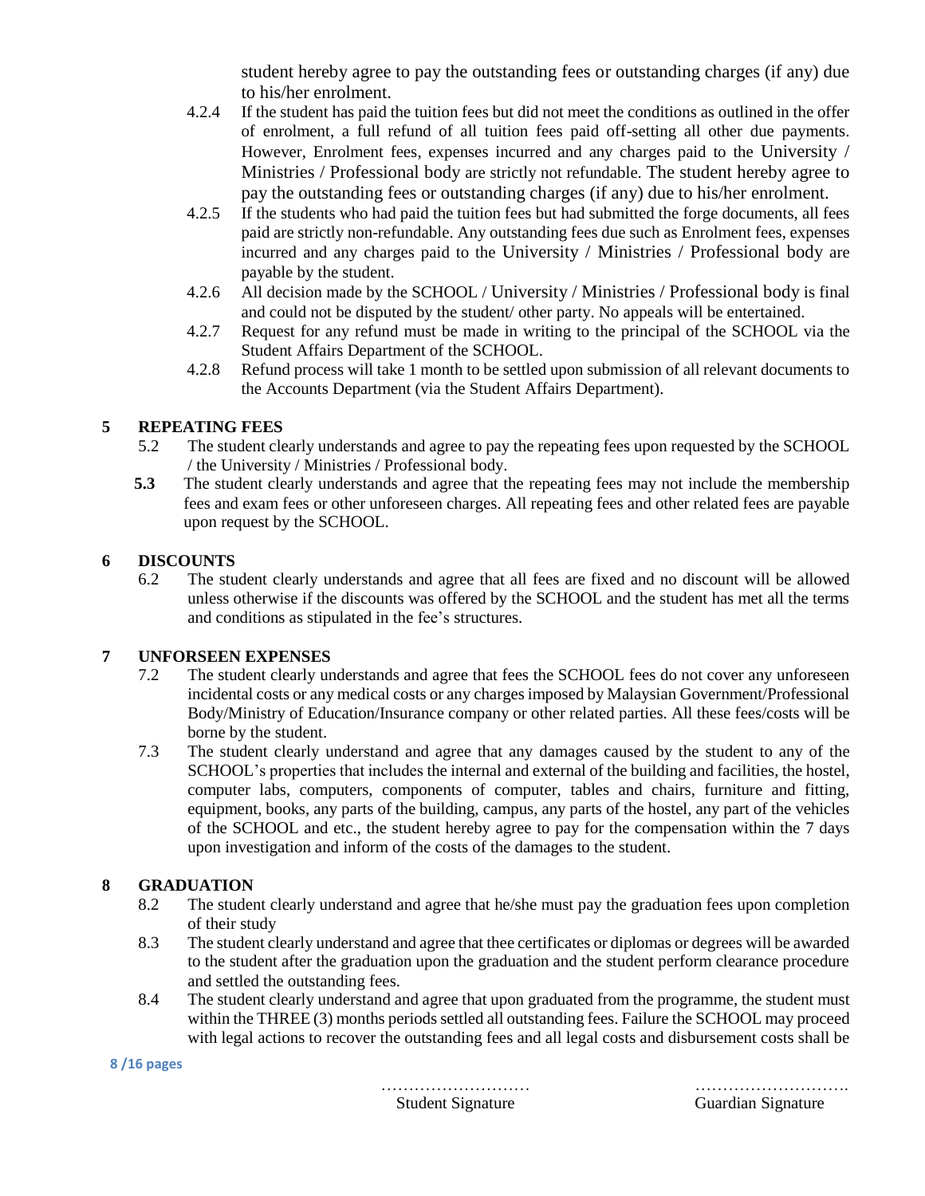student hereby agree to pay the outstanding fees or outstanding charges (if any) due to his/her enrolment.

4.2.4 If the student has paid the tuition fees but did not meet the conditions as outlined in the offer of enrolment, a full refund of all tuition fees paid off-setting all other due payments. However, Enrolment fees, expenses incurred and any charges paid to the University / Ministries / Professional body are strictly not refundable. The student hereby agree to pay the outstanding fees or outstanding charges (if any) due to his/her enrolment.

4.2.5 If the students who had paid the tuition fees but had submitted the forge documents, all fees paid are strictly non-refundable. Any outstanding fees due such as Enrolment fees, expenses incurred and any charges paid to the University / Ministries / Professional body are payable by the student.

4.2.6 All decision made by the SCHOOL / University / Ministries / Professional body is final and could not be disputed by the student/ other party. No appeals will be entertained.

4.2.7 Request for any refund must be made in writing to the principal of the SCHOOL via the Student Affairs Department of the SCHOOL.

4.2.8 Refund process will take 1 month to be settled upon submission of all relevant documents to the Accounts Department (via the Student Affairs Department).

## 5 REPEATING FEES

5.2 The student clearly understands and agree to pay the repeating fees upon requested by the SCHOOL / the University / Ministries / Professional body.

**5.3** The student clearly understands and agree that the repeating fees may not include the membership fees and exam fees or other unforeseen charges. All repeating fees and other related fees are payable upon request by the SCHOOL.

## 6 DISCOUNTS

6.2 The student clearly understands and agree that all fees are fixed and no discount will be allowed unless otherwise if the discounts was offered by the SCHOOL and the student has met all the terms and conditions as stipulated in the fee's structures.

## 7 UNFORSEEN EXPENSES

7.2 The student clearly understands and agree that fees the SCHOOL fees do not cover any unforeseen incidental costs or any medical costs or any charges imposed by Malaysian Government/Professional Body/Ministry of Education/Insurance company or other related parties. All these fees/costs will be borne by the student.

7.3 The student clearly understand and agree that any damages caused by the student to any of the SCHOOL's properties that includes the internal and external of the building and facilities, the hostel, computer labs, computers, components of computer, tables and chairs, furniture and fitting, equipment, books, any parts of the building, campus, any parts of the hostel, any part of the vehicles of the SCHOOL and etc., the student hereby agree to pay for the compensation within the 7 days upon investigation and inform of the costs of the damages to the student.

## 8 GRADUATION

8.2 The student clearly understand and agree that he/she must pay the graduation fees upon completion of their study

8.3 The student clearly understand and agree that thee certificates or diplomas or degrees will be awarded to the student after the graduation upon the graduation and the student perform clearance procedure and settled the outstanding fees.

8.4 The student clearly understand and agree that upon graduated from the programme, the student must within the THREE (3) months periods settled all outstanding fees. Failure the SCHOOL may proceed with legal actions to recover the outstanding fees and all legal costs and disbursement costs shall be

……………………… Student Signature ………………………. Guardian Signature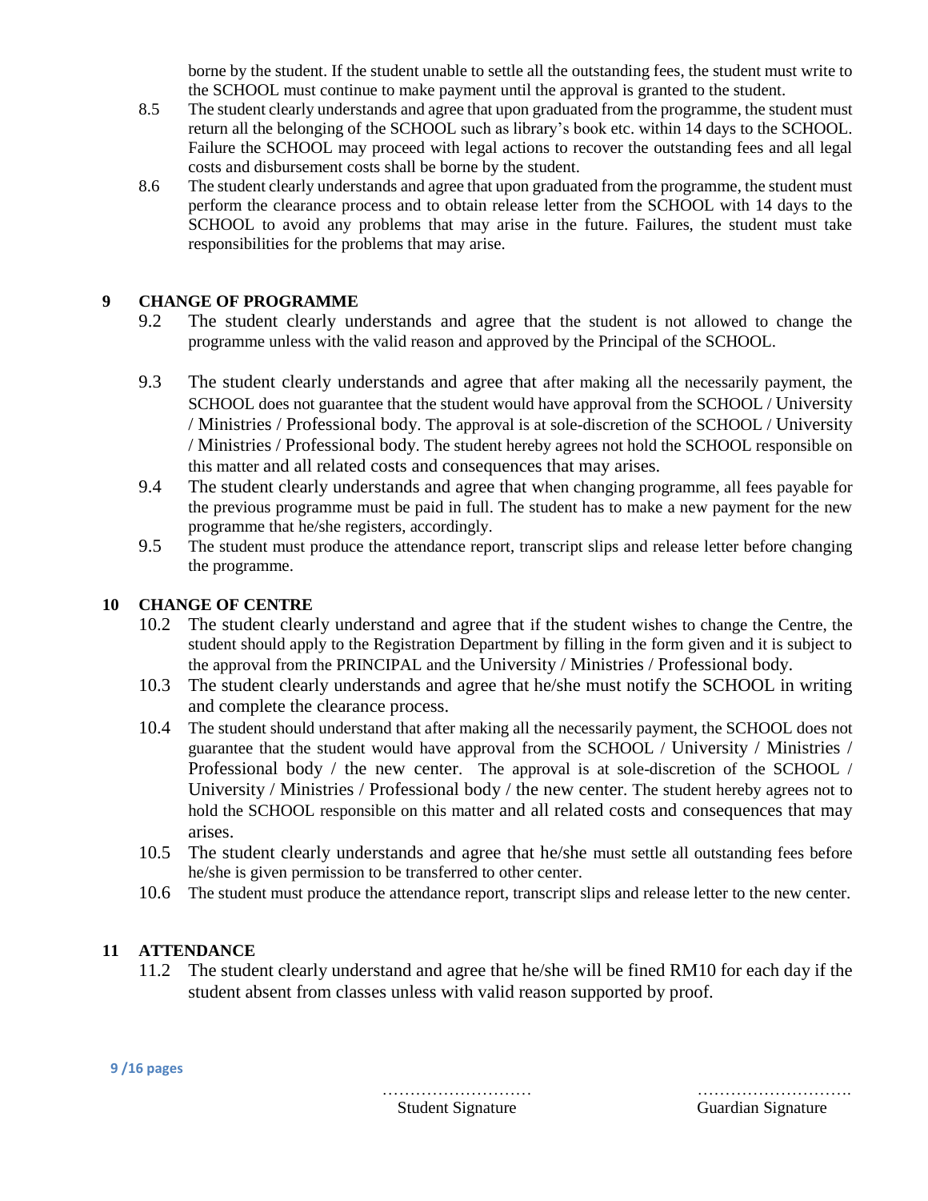borne by the student. If the student unable to settle all the outstanding fees, the student must write to the SCHOOL must continue to make payment until the approval is granted to the student.

8.5 The student clearly understands and agree that upon graduated from the programme, the student must return all the belonging of the SCHOOL such as library's book etc. within 14 days to the SCHOOL. Failure the SCHOOL may proceed with legal actions to recover the outstanding fees and all legal costs and disbursement costs shall be borne by the student.

8.6 The student clearly understands and agree that upon graduated from the programme, the student must perform the clearance process and to obtain release letter from the SCHOOL with 14 days to the SCHOOL to avoid any problems that may arise in the future. Failures, the student must take responsibilities for the problems that may arise.

## 9 CHANGE OF PROGRAMME

9.2 The student clearly understands and agree that the student is not allowed to change the programme unless with the valid reason and approved by the Principal of the SCHOOL.

9.3 The student clearly understands and agree that after making all the necessarily payment, the SCHOOL does not guarantee that the student would have approval from the SCHOOL / University / Ministries / Professional body. The approval is at sole-discretion of the SCHOOL / University / Ministries / Professional body. The student hereby agrees not hold the SCHOOL responsible on this matter and all related costs and consequences that may arises.

9.4 The student clearly understands and agree that when changing programme, all fees payable for the previous programme must be paid in full. The student has to make a new payment for the new programme that he/she registers, accordingly.

9.5 The student must produce the attendance report, transcript slips and release letter before changing the programme.

## 10 CHANGE OF CENTRE

10.2 The student clearly understand and agree that if the student wishes to change the Centre, the student should apply to the Registration Department by filling in the form given and it is subject to the approval from the PRINCIPAL and the University / Ministries / Professional body.

10.3 The student clearly understands and agree that he/she must notify the SCHOOL in writing and complete the clearance process.

10.4 The student should understand that after making all the necessarily payment, the SCHOOL does not guarantee that the student would have approval from the SCHOOL / University / Ministries / Professional body / the new center. The approval is at sole-discretion of the SCHOOL / University / Ministries / Professional body / the new center. The student hereby agrees not to hold the SCHOOL responsible on this matter and all related costs and consequences that may arises.

10.5 The student clearly understands and agree that he/she must settle all outstanding fees before he/she is given permission to be transferred to other center.

10.6 The student must produce the attendance report, transcript slips and release letter to the new center.

## 11 ATTENDANCE

11.2 The student clearly understand and agree that he/she will be fined RM10 for each day if the student absent from classes unless with valid reason supported by proof.

……………………… Student Signature ……………………… Guardian Signature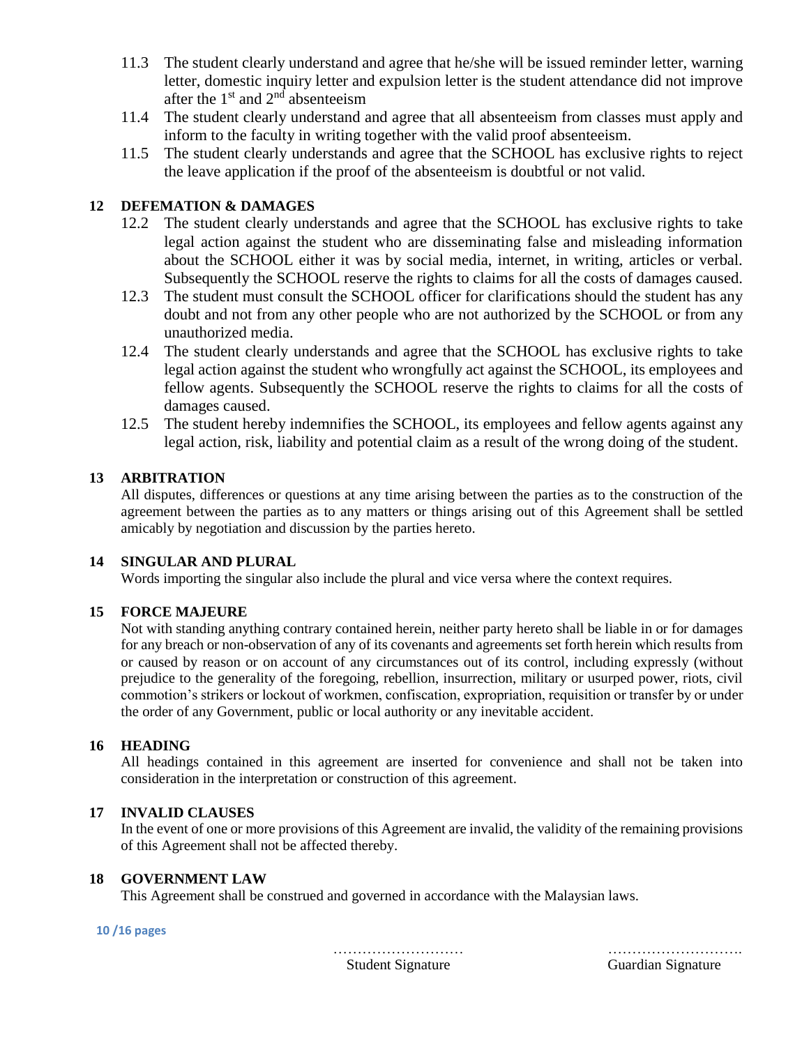11.3 The student clearly understand and agree that he/she will be issued reminder letter, warning letter, domestic inquiry letter and expulsion letter is the student attendance did not improve after the 1st and 2nd absenteeism

11.4 The student clearly understand and agree that all absenteeism from classes must apply and inform to the faculty in writing together with the valid proof absenteeism.

11.5 The student clearly understands and agree that the SCHOOL has exclusive rights to reject the leave application if the proof of the absenteeism is doubtful or not valid.

## 12 DEFEMATION & DAMAGES

12.2 The student clearly understands and agree that the SCHOOL has exclusive rights to take legal action against the student who are disseminating false and misleading information about the SCHOOL either it was by social media, internet, in writing, articles or verbal. Subsequently the SCHOOL reserve the rights to claims for all the costs of damages caused.

12.3 The student must consult the SCHOOL officer for clarifications should the student has any doubt and not from any other people who are not authorized by the SCHOOL or from any unauthorized media.

12.4 The student clearly understands and agree that the SCHOOL has exclusive rights to take legal action against the student who wrongfully act against the SCHOOL, its employees and fellow agents. Subsequently the SCHOOL reserve the rights to claims for all the costs of damages caused.

12.5 The student hereby indemnifies the SCHOOL, its employees and fellow agents against any legal action, risk, liability and potential claim as a result of the wrong doing of the student.

## 13 ARBITRATION

All disputes, differences or questions at any time arising between the parties as to the construction of the agreement between the parties as to any matters or things arising out of this Agreement shall be settled amicably by negotiation and discussion by the parties hereto.

## 14 SINGULAR AND PLURAL

Words importing the singular also include the plural and vice versa where the context requires.

## 15 FORCE MAJEURE

Not with standing anything contrary contained herein, neither party hereto shall be liable in or for damages for any breach or non-observation of any of its covenants and agreements set forth herein which results from or caused by reason or on account of any circumstances out of its control, including expressly (without prejudice to the generality of the foregoing, rebellion, insurrection, military or usurped power, riots, civil commotion's strikers or lockout of workmen, confiscation, expropriation, requisition or transfer by or under the order of any Government, public or local authority or any inevitable accident.

## 16 HEADING

All headings contained in this agreement are inserted for convenience and shall not be taken into consideration in the interpretation or construction of this agreement.

## 17 INVALID CLAUSES

In the event of one or more provisions of this Agreement are invalid, the validity of the remaining provisions of this Agreement shall not be affected thereby.

## 18 GOVERNMENT LAW

This Agreement shall be construed and governed in accordance with the Malaysian laws.

……………………… Student Signature

………………………. Guardian Signature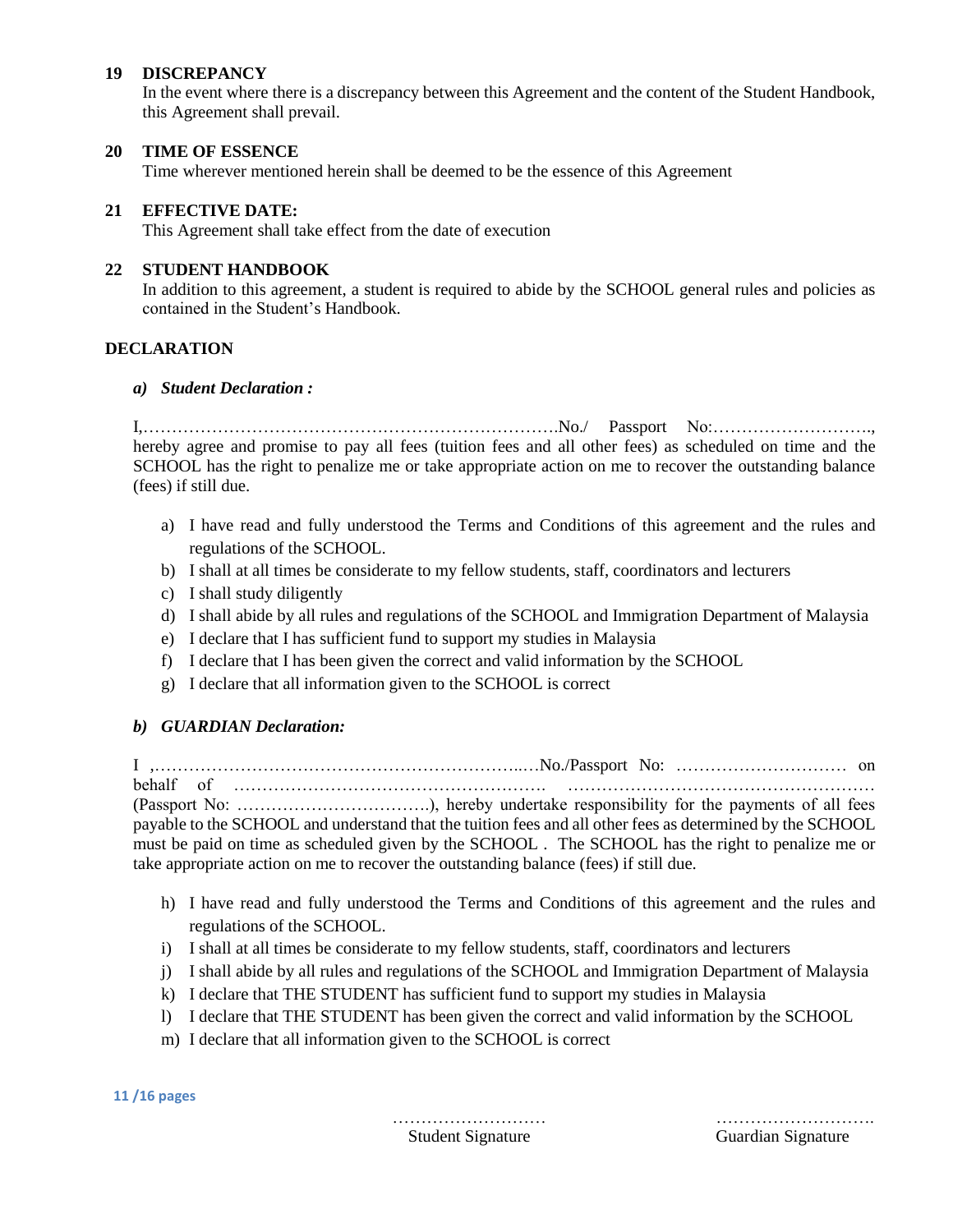**19 DISCREPANCY**

In the event where there is a discrepancy between this Agreement and the content of the Student Handbook, this Agreement shall prevail.

**20 TIME OF ESSENCE**

Time wherever mentioned herein shall be deemed to be the essence of this Agreement

**21 EFFECTIVE DATE:**

This Agreement shall take effect from the date of execution

**22 STUDENT HANDBOOK**

In addition to this agreement, a student is required to abide by the SCHOOL general rules and policies as contained in the Student's Handbook.

**DECLARATION**

***a) Student Declaration :***

I,……………………………………………………………….No./ Passport No:………………………., hereby agree and promise to pay all fees (tuition fees and all other fees) as scheduled on time and the SCHOOL has the right to penalize me or take appropriate action on me to recover the outstanding balance (fees) if still due.

a) I have read and fully understood the Terms and Conditions of this agreement and the rules and regulations of the SCHOOL.
b) I shall at all times be considerate to my fellow students, staff, coordinators and lecturers
c) I shall study diligently
d) I shall abide by all rules and regulations of the SCHOOL and Immigration Department of Malaysia
e) I declare that I has sufficient fund to support my studies in Malaysia
f) I declare that I has been given the correct and valid information by the SCHOOL
g) I declare that all information given to the SCHOOL is correct

***b) GUARDIAN Declaration:***

I ,………………………………………………………..…No./Passport No: ………………………… on behalf of ………………………………………………. ……………………………………………… (Passport No: …………………………….), hereby undertake responsibility for the payments of all fees payable to the SCHOOL and understand that the tuition fees and all other fees as determined by the SCHOOL must be paid on time as scheduled given by the SCHOOL . The SCHOOL has the right to penalize me or take appropriate action on me to recover the outstanding balance (fees) if still due.

h) I have read and fully understood the Terms and Conditions of this agreement and the rules and regulations of the SCHOOL.
i) I shall at all times be considerate to my fellow students, staff, coordinators and lecturers
j) I shall abide by all rules and regulations of the SCHOOL and Immigration Department of Malaysia
k) I declare that THE STUDENT has sufficient fund to support my studies in Malaysia
l) I declare that THE STUDENT has been given the correct and valid information by the SCHOOL
m) I declare that all information given to the SCHOOL is correct

……………………… Student Signature

………………………. Guardian Signature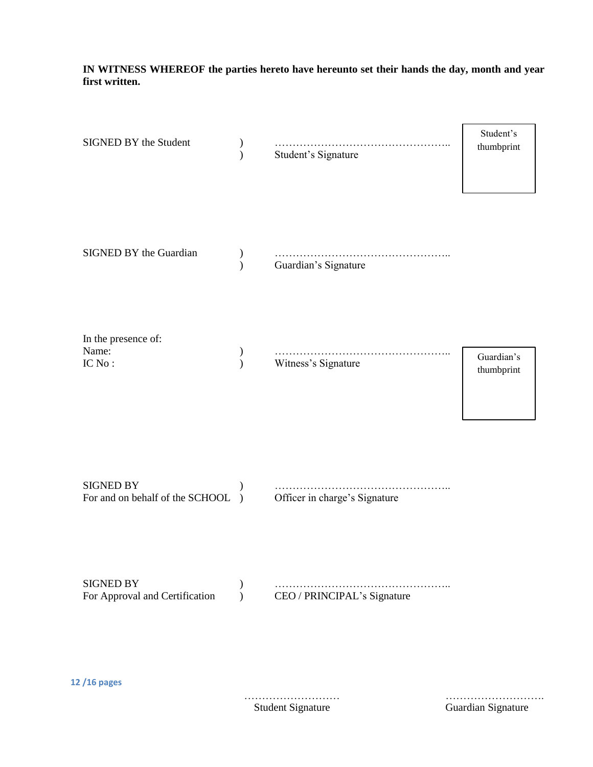**IN WITNESS WHEREOF the parties hereto have hereunto set their hands the day, month and year first written.**

SIGNED BY the Student )
) …………………………………………..
Student's Signature

Student's thumbprint

SIGNED BY the Guardian )
) …………………………………………..
Guardian's Signature

In the presence of:
Name: )
IC No : ) …………………………………………..
Witness's Signature

Guardian's thumbprint

SIGNED BY )
For and on behalf of the SCHOOL ) …………………………………………..
Officer in charge's Signature

SIGNED BY )
For Approval and Certification ) …………………………………………..
CEO / PRINCIPAL's Signature

……………………… Student Signature

………………………. Guardian Signature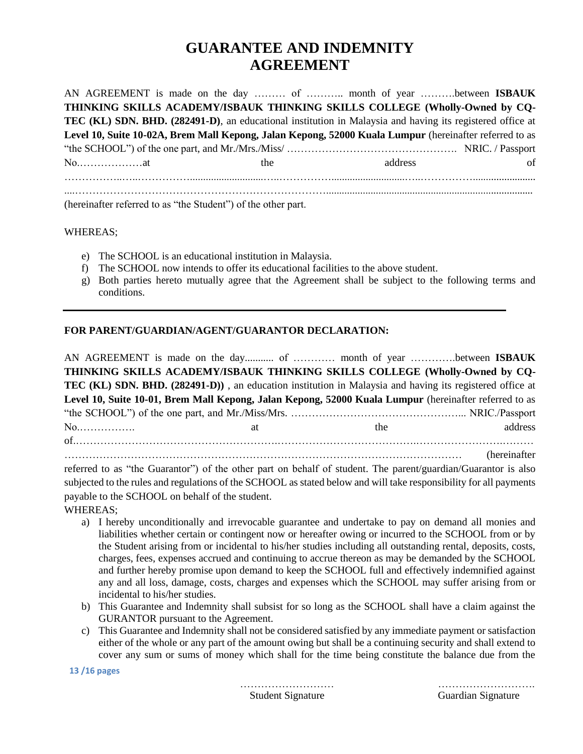# GUARANTEE AND INDEMNITY AGREEMENT

AN AGREEMENT is made on the day ……… of ……….. month of year ……….between **ISBAUK THINKING SKILLS ACADEMY/ISBAUK THINKING SKILLS COLLEGE (Wholly-Owned by CQ-TEC (KL) SDN. BHD. (282491-D)**, an educational institution in Malaysia and having its registered office at **Level 10, Suite 10-02A, Brem Mall Kepong, Jalan Kepong, 52000 Kuala Lumpur** (hereinafter referred to as "the SCHOOL") of the one part, and Mr./Mrs./Miss/ …………………………………………. NRIC. / Passport No.………………at the address of ……………..…..……………...........................…..…………….........................…..…………….......................

....………………………………………………………………..............................................................................

(hereinafter referred to as "the Student") of the other part.

WHEREAS;

e) The SCHOOL is an educational institution in Malaysia.
f) The SCHOOL now intends to offer its educational facilities to the above student.
g) Both parties hereto mutually agree that the Agreement shall be subject to the following terms and conditions.

---

**FOR PARENT/GUARDIAN/AGENT/GUARANTOR DECLARATION:**

AN AGREEMENT is made on the day........... of ………… month of year ………….between **ISBAUK THINKING SKILLS ACADEMY/ISBAUK THINKING SKILLS COLLEGE (Wholly-Owned by CQ-TEC (KL) SDN. BHD. (282491-D))** , an education institution in Malaysia and having its registered office at **Level 10, Suite 10-01, Brem Mall Kepong, Jalan Kepong, 52000 Kuala Lumpur** (hereinafter referred to as "the SCHOOL") of the one part, and Mr./Miss/Mrs. …………………………………………... NRIC./Passport No.……………. at the address of.…………………………………………………….………………………………….……………………….………

………………………………………………………………………………………………… (hereinafter referred to as "the Guarantor") of the other part on behalf of student. The parent/guardian/Guarantor is also subjected to the rules and regulations of the SCHOOL as stated below and will take responsibility for all payments payable to the SCHOOL on behalf of the student.

WHEREAS;

a) I hereby unconditionally and irrevocable guarantee and undertake to pay on demand all monies and liabilities whether certain or contingent now or hereafter owing or incurred to the SCHOOL from or by the Student arising from or incidental to his/her studies including all outstanding rental, deposits, costs, charges, fees, expenses accrued and continuing to accrue thereon as may be demanded by the SCHOOL and further hereby promise upon demand to keep the SCHOOL full and effectively indemnified against any and all loss, damage, costs, charges and expenses which the SCHOOL may suffer arising from or incidental to his/her studies.
b) This Guarantee and Indemnity shall subsist for so long as the SCHOOL shall have a claim against the GURANTOR pursuant to the Agreement.
c) This Guarantee and Indemnity shall not be considered satisfied by any immediate payment or satisfaction either of the whole or any part of the amount owing but shall be a continuing security and shall extend to cover any sum or sums of money which shall for the time being constitute the balance due from the

……………………… Student Signature

………………………. Guardian Signature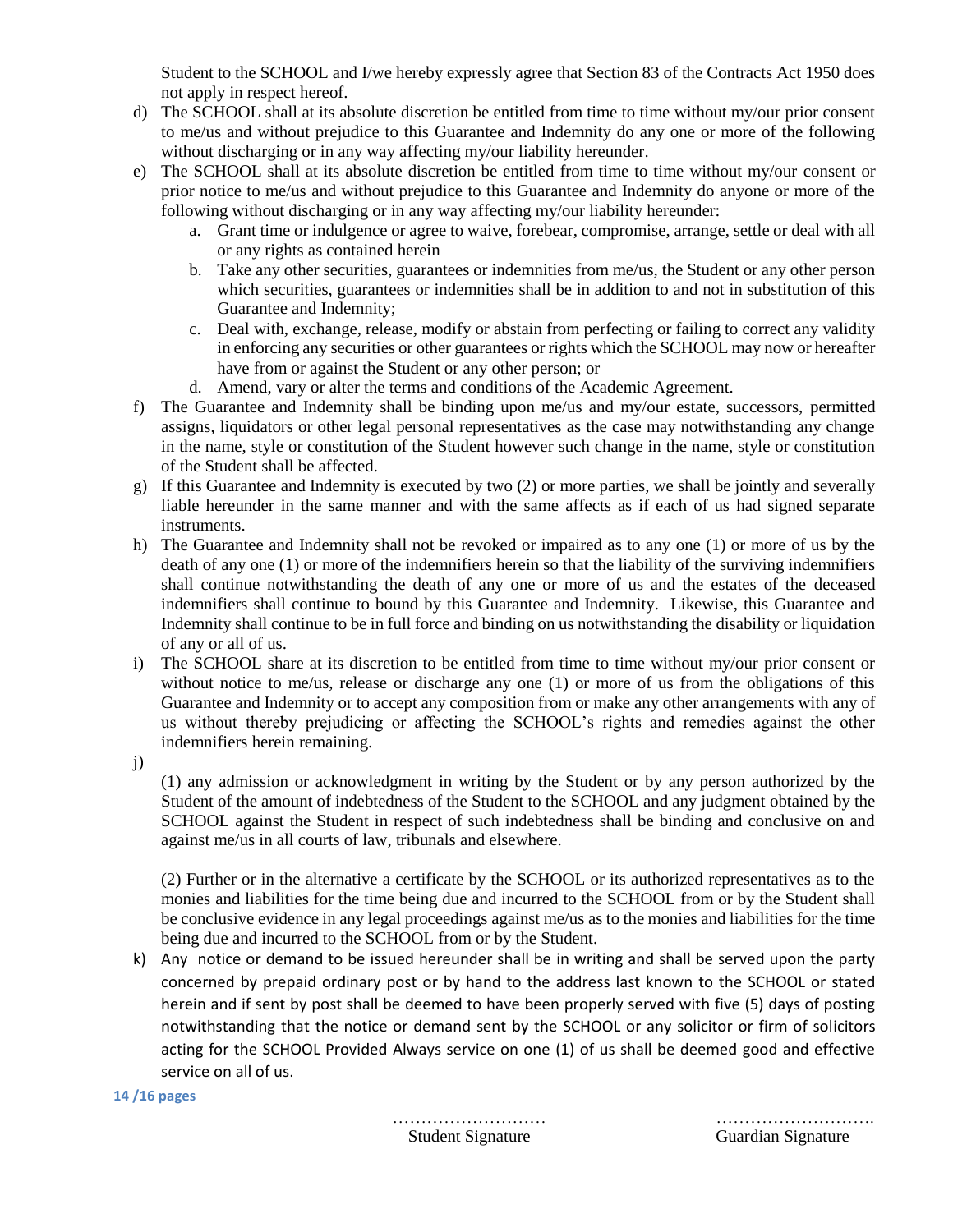Student to the SCHOOL and I/we hereby expressly agree that Section 83 of the Contracts Act 1950 does not apply in respect hereof.

d) The SCHOOL shall at its absolute discretion be entitled from time to time without my/our prior consent to me/us and without prejudice to this Guarantee and Indemnity do any one or more of the following without discharging or in any way affecting my/our liability hereunder.

e) The SCHOOL shall at its absolute discretion be entitled from time to time without my/our consent or prior notice to me/us and without prejudice to this Guarantee and Indemnity do anyone or more of the following without discharging or in any way affecting my/our liability hereunder:
   a. Grant time or indulgence or agree to waive, forebear, compromise, arrange, settle or deal with all or any rights as contained herein
   b. Take any other securities, guarantees or indemnities from me/us, the Student or any other person which securities, guarantees or indemnities shall be in addition to and not in substitution of this Guarantee and Indemnity;
   c. Deal with, exchange, release, modify or abstain from perfecting or failing to correct any validity in enforcing any securities or other guarantees or rights which the SCHOOL may now or hereafter have from or against the Student or any other person; or
   d. Amend, vary or alter the terms and conditions of the Academic Agreement.

f) The Guarantee and Indemnity shall be binding upon me/us and my/our estate, successors, permitted assigns, liquidators or other legal personal representatives as the case may notwithstanding any change in the name, style or constitution of the Student however such change in the name, style or constitution of the Student shall be affected.

g) If this Guarantee and Indemnity is executed by two (2) or more parties, we shall be jointly and severally liable hereunder in the same manner and with the same affects as if each of us had signed separate instruments.

h) The Guarantee and Indemnity shall not be revoked or impaired as to any one (1) or more of us by the death of any one (1) or more of the indemnifiers herein so that the liability of the surviving indemnifiers shall continue notwithstanding the death of any one or more of us and the estates of the deceased indemnifiers shall continue to bound by this Guarantee and Indemnity. Likewise, this Guarantee and Indemnity shall continue to be in full force and binding on us notwithstanding the disability or liquidation of any or all of us.

i) The SCHOOL share at its discretion to be entitled from time to time without my/our prior consent or without notice to me/us, release or discharge any one (1) or more of us from the obligations of this Guarantee and Indemnity or to accept any composition from or make any other arrangements with any of us without thereby prejudicing or affecting the SCHOOL's rights and remedies against the other indemnifiers herein remaining.

j) (1) any admission or acknowledgment in writing by the Student or by any person authorized by the Student of the amount of indebtedness of the Student to the SCHOOL and any judgment obtained by the SCHOOL against the Student in respect of such indebtedness shall be binding and conclusive on and against me/us in all courts of law, tribunals and elsewhere.

   (2) Further or in the alternative a certificate by the SCHOOL or its authorized representatives as to the monies and liabilities for the time being due and incurred to the SCHOOL from or by the Student shall be conclusive evidence in any legal proceedings against me/us as to the monies and liabilities for the time being due and incurred to the SCHOOL from or by the Student.

k) Any notice or demand to be issued hereunder shall be in writing and shall be served upon the party concerned by prepaid ordinary post or by hand to the address last known to the SCHOOL or stated herein and if sent by post shall be deemed to have been properly served with five (5) days of posting notwithstanding that the notice or demand sent by the SCHOOL or any solicitor or firm of solicitors acting for the SCHOOL Provided Always service on one (1) of us shall be deemed good and effective service on all of us.

……………………… Student Signature

………………………. Guardian Signature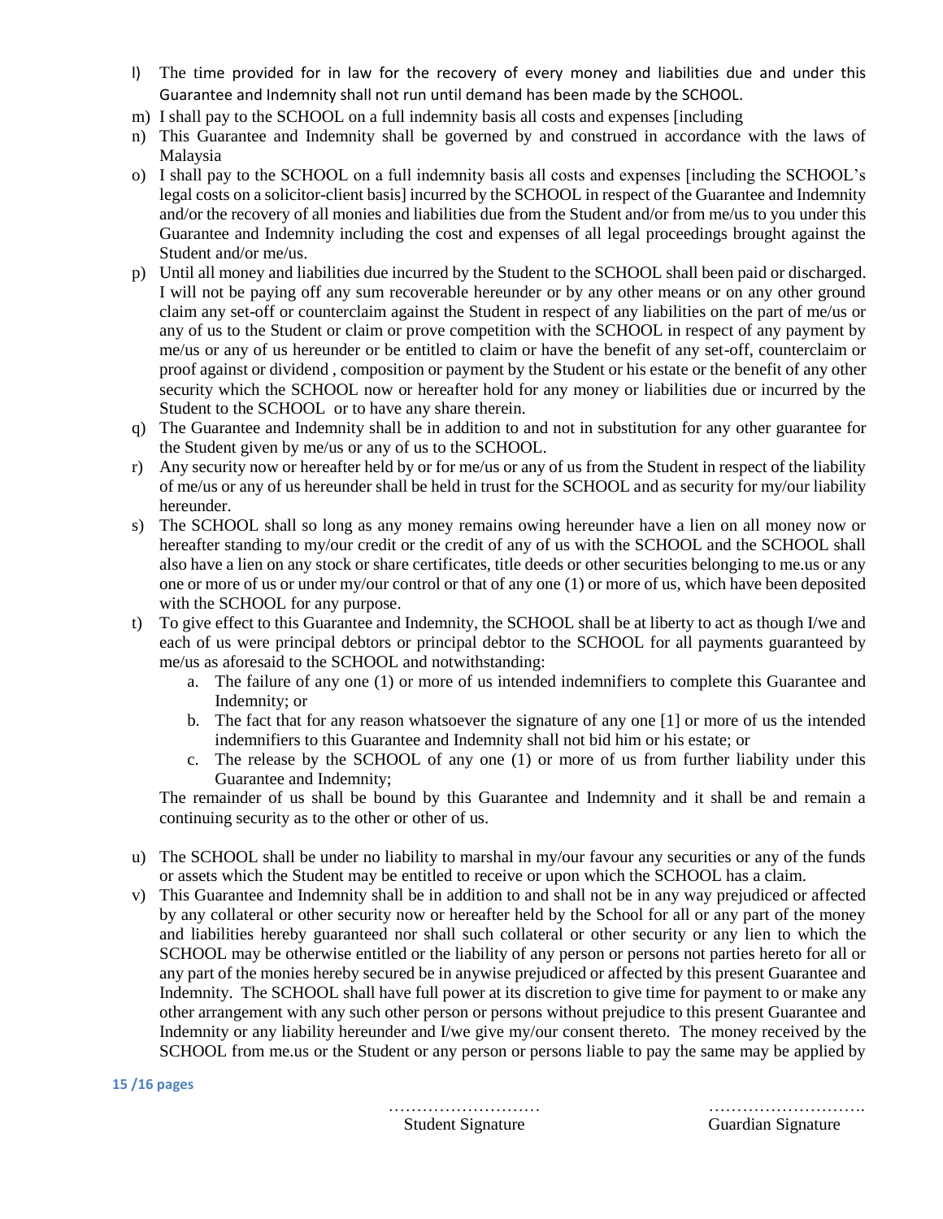l) The time provided for in law for the recovery of every money and liabilities due and under this Guarantee and Indemnity shall not run until demand has been made by the SCHOOL.

m) I shall pay to the SCHOOL on a full indemnity basis all costs and expenses [including

n) This Guarantee and Indemnity shall be governed by and construed in accordance with the laws of Malaysia

o) I shall pay to the SCHOOL on a full indemnity basis all costs and expenses [including the SCHOOL's legal costs on a solicitor-client basis] incurred by the SCHOOL in respect of the Guarantee and Indemnity and/or the recovery of all monies and liabilities due from the Student and/or from me/us to you under this Guarantee and Indemnity including the cost and expenses of all legal proceedings brought against the Student and/or me/us.

p) Until all money and liabilities due incurred by the Student to the SCHOOL shall been paid or discharged. I will not be paying off any sum recoverable hereunder or by any other means or on any other ground claim any set-off or counterclaim against the Student in respect of any liabilities on the part of me/us or any of us to the Student or claim or prove competition with the SCHOOL in respect of any payment by me/us or any of us hereunder or be entitled to claim or have the benefit of any set-off, counterclaim or proof against or dividend , composition or payment by the Student or his estate or the benefit of any other security which the SCHOOL now or hereafter hold for any money or liabilities due or incurred by the Student to the SCHOOL or to have any share therein.

q) The Guarantee and Indemnity shall be in addition to and not in substitution for any other guarantee for the Student given by me/us or any of us to the SCHOOL.

r) Any security now or hereafter held by or for me/us or any of us from the Student in respect of the liability of me/us or any of us hereunder shall be held in trust for the SCHOOL and as security for my/our liability hereunder.

s) The SCHOOL shall so long as any money remains owing hereunder have a lien on all money now or hereafter standing to my/our credit or the credit of any of us with the SCHOOL and the SCHOOL shall also have a lien on any stock or share certificates, title deeds or other securities belonging to me.us or any one or more of us or under my/our control or that of any one (1) or more of us, which have been deposited with the SCHOOL for any purpose.

t) To give effect to this Guarantee and Indemnity, the SCHOOL shall be at liberty to act as though I/we and each of us were principal debtors or principal debtor to the SCHOOL for all payments guaranteed by me/us as aforesaid to the SCHOOL and notwithstanding:
   a. The failure of any one (1) or more of us intended indemnifiers to complete this Guarantee and Indemnity; or
   b. The fact that for any reason whatsoever the signature of any one [1] or more of us the intended indemnifiers to this Guarantee and Indemnity shall not bid him or his estate; or
   c. The release by the SCHOOL of any one (1) or more of us from further liability under this Guarantee and Indemnity;

   The remainder of us shall be bound by this Guarantee and Indemnity and it shall be and remain a continuing security as to the other or other of us.

u) The SCHOOL shall be under no liability to marshal in my/our favour any securities or any of the funds or assets which the Student may be entitled to receive or upon which the SCHOOL has a claim.

v) This Guarantee and Indemnity shall be in addition to and shall not be in any way prejudiced or affected by any collateral or other security now or hereafter held by the School for all or any part of the money and liabilities hereby guaranteed nor shall such collateral or other security or any lien to which the SCHOOL may be otherwise entitled or the liability of any person or persons not parties hereto for all or any part of the monies hereby secured be in anywise prejudiced or affected by this present Guarantee and Indemnity. The SCHOOL shall have full power at its discretion to give time for payment to or make any other arrangement with any such other person or persons without prejudice to this present Guarantee and Indemnity or any liability hereunder and I/we give my/our consent thereto. The money received by the SCHOOL from me.us or the Student or any person or persons liable to pay the same may be applied by

……………………… Student Signature

………………………. Guardian Signature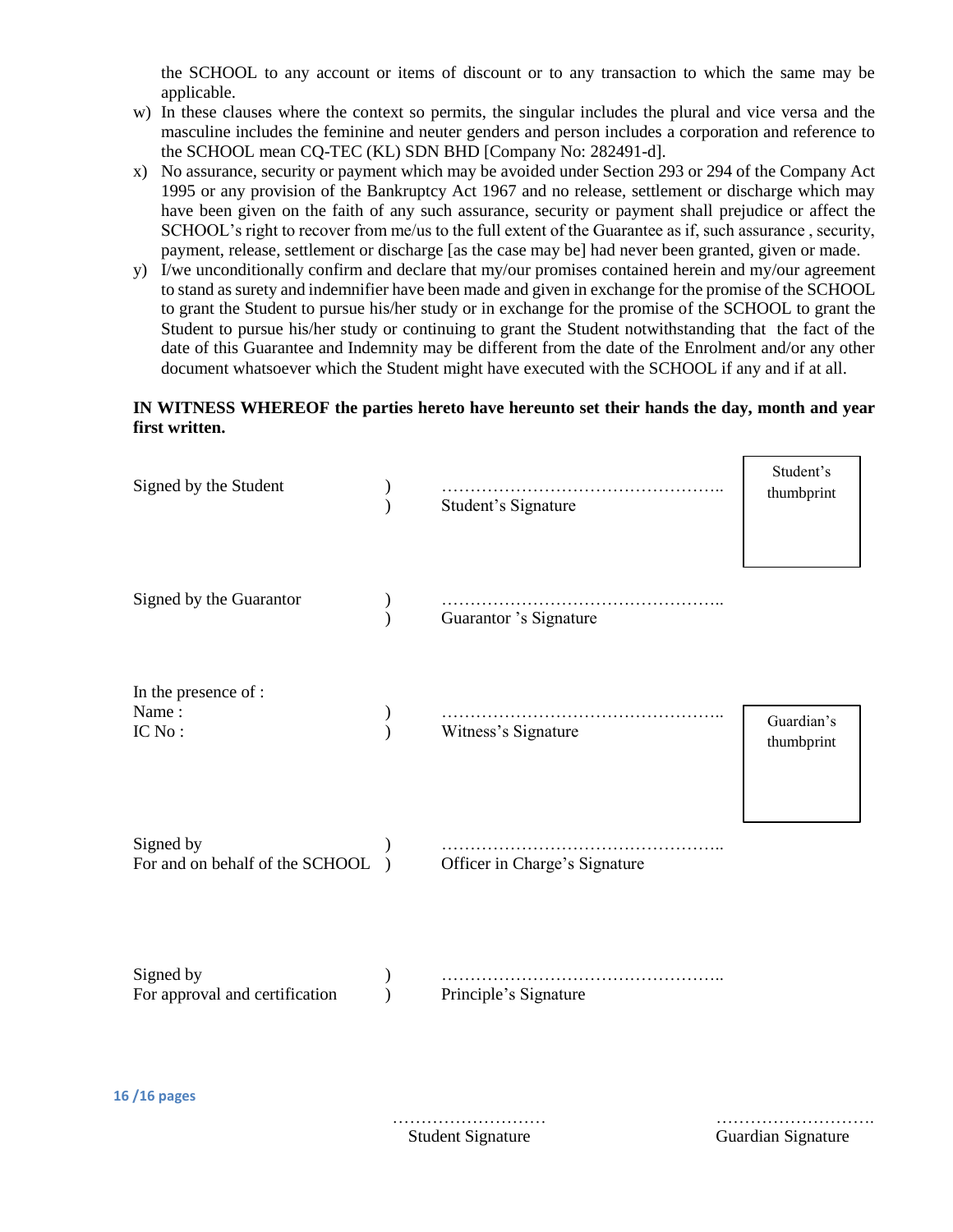the SCHOOL to any account or items of discount or to any transaction to which the same may be applicable.

w) In these clauses where the context so permits, the singular includes the plural and vice versa and the masculine includes the feminine and neuter genders and person includes a corporation and reference to the SCHOOL mean CQ-TEC (KL) SDN BHD [Company No: 282491-d].

x) No assurance, security or payment which may be avoided under Section 293 or 294 of the Company Act 1995 or any provision of the Bankruptcy Act 1967 and no release, settlement or discharge which may have been given on the faith of any such assurance, security or payment shall prejudice or affect the SCHOOL's right to recover from me/us to the full extent of the Guarantee as if, such assurance , security, payment, release, settlement or discharge [as the case may be] had never been granted, given or made.

y) I/we unconditionally confirm and declare that my/our promises contained herein and my/our agreement to stand as surety and indemnifier have been made and given in exchange for the promise of the SCHOOL to grant the Student to pursue his/her study or in exchange for the promise of the SCHOOL to grant the Student to pursue his/her study or continuing to grant the Student notwithstanding that the fact of the date of this Guarantee and Indemnity may be different from the date of the Enrolment and/or any other document whatsoever which the Student might have executed with the SCHOOL if any and if at all.

**IN WITNESS WHEREOF the parties hereto have hereunto set their hands the day, month and year first written.**

Signed by the Student )
) …………………………………………..
Student's Signature

Student's thumbprint

Signed by the Guarantor )
) …………………………………………..
Guarantor 's Signature

In the presence of :
Name : )
IC No : ) …………………………………………..
Witness's Signature

Guardian's thumbprint

Signed by )
For and on behalf of the SCHOOL ) …………………………………………..
Officer in Charge's Signature

Signed by )
For approval and certification ) …………………………………………..
Principle's Signature

……………………… ……………………….
Student Signature Guardian Signature